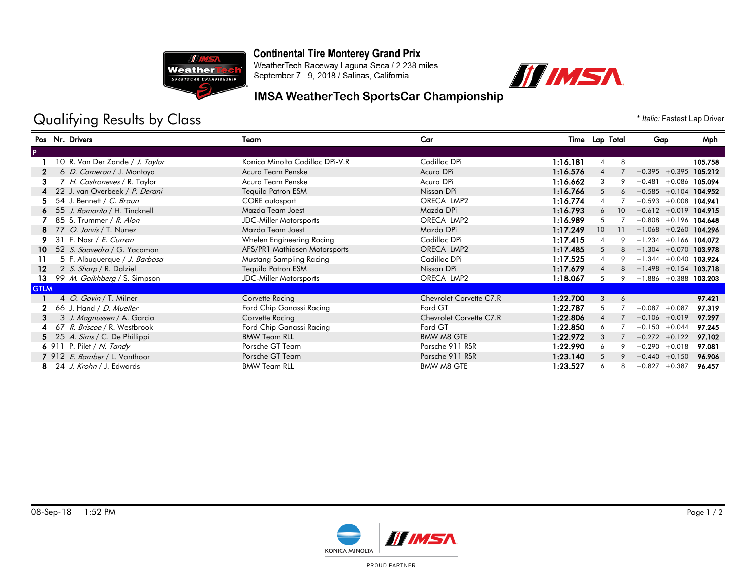# Continental Tire Monterey Grand Prix

WeatherTech Raceway Laguna Seca / 2.238 miles
September 7 - 9, 2018 / Salinas, California

## IMSA WeatherTech SportsCar Championship

## Qualifying Results by Class

\* *Italic:* Fastest Lap Driver

| Pos | Nr. | Drivers | Team | Car | Time | Lap | Total | Gap | | Mph |
|---|---|---|---|---|---|---|---|---|---|---|
| **P** | | | | | | | | | | |
| 1 | 10 | R. Van Der Zande / *J. Taylor* | Konica Minolta Cadillac DPi-V.R | Cadillac DPi | 1:16.181 | 4 | 8 | | | 105.758 |
| 2 | 6 | *D. Cameron* / J. Montoya | Acura Team Penske | Acura DPi | 1:16.576 | 4 | 7 | +0.395 | +0.395 | 105.212 |
| 3 | 7 | *H. Castroneves* / R. Taylor | Acura Team Penske | Acura DPi | 1:16.662 | 3 | 9 | +0.481 | +0.086 | 105.094 |
| 4 | 22 | J. van Overbeek / *P. Derani* | Tequila Patron ESM | Nissan DPi | 1:16.766 | 5 | 6 | +0.585 | +0.104 | 104.952 |
| 5 | 54 | J. Bennett / *C. Braun* | CORE autosport | ORECA LMP2 | 1:16.774 | 4 | 7 | +0.593 | +0.008 | 104.941 |
| 6 | 55 | *J. Bomarito* / H. Tincknell | Mazda Team Joest | Mazda DPi | 1:16.793 | 6 | 10 | +0.612 | +0.019 | 104.915 |
| 7 | 85 | S. Trummer / *R. Alon* | JDC-Miller Motorsports | ORECA LMP2 | 1:16.989 | 5 | 7 | +0.808 | +0.196 | 104.648 |
| 8 | 77 | *O. Jarvis* / T. Nunez | Mazda Team Joest | Mazda DPi | 1:17.249 | 10 | 11 | +1.068 | +0.260 | 104.296 |
| 9 | 31 | F. Nasr / *E. Curran* | Whelen Engineering Racing | Cadillac DPi | 1:17.415 | 4 | 9 | +1.234 | +0.166 | 104.072 |
| 10 | 52 | *S. Saavedra* / G. Yacaman | AFS/PR1 Mathiasen Motorsports | ORECA LMP2 | 1:17.485 | 5 | 8 | +1.304 | +0.070 | 103.978 |
| 11 | 5 | F. Albuquerque / *J. Barbosa* | Mustang Sampling Racing | Cadillac DPi | 1:17.525 | 4 | 9 | +1.344 | +0.040 | 103.924 |
| 12 | 2 | *S. Sharp* / R. Dalziel | Tequila Patron ESM | Nissan DPi | 1:17.679 | 4 | 8 | +1.498 | +0.154 | 103.718 |
| 13 | 99 | *M. Goikhberg* / S. Simpson | JDC-Miller Motorsports | ORECA LMP2 | 1:18.067 | 5 | 9 | +1.886 | +0.388 | 103.203 |
| **GTLM** | | | | | | | | | | |
| 1 | 4 | *O. Gavin* / T. Milner | Corvette Racing | Chevrolet Corvette C7.R | 1:22.700 | 3 | 6 | | | 97.421 |
| 2 | 66 | J. Hand / *D. Mueller* | Ford Chip Ganassi Racing | Ford GT | 1:22.787 | 5 | 7 | +0.087 | +0.087 | 97.319 |
| 3 | 3 | *J. Magnussen* / A. Garcia | Corvette Racing | Chevrolet Corvette C7.R | 1:22.806 | 4 | 7 | +0.106 | +0.019 | 97.297 |
| 4 | 67 | *R. Briscoe* / R. Westbrook | Ford Chip Ganassi Racing | Ford GT | 1:22.850 | 6 | 7 | +0.150 | +0.044 | 97.245 |
| 5 | 25 | *A. Sims* / C. De Phillippi | BMW Team RLL | BMW M8 GTE | 1:22.972 | 3 | 7 | +0.272 | +0.122 | 97.102 |
| 6 | 911 | P. Pilet / *N. Tandy* | Porsche GT Team | Porsche 911 RSR | 1:22.990 | 6 | 9 | +0.290 | +0.018 | 97.081 |
| 7 | 912 | *E. Bamber* / L. Vanthoor | Porsche GT Team | Porsche 911 RSR | 1:23.140 | 5 | 9 | +0.440 | +0.150 | 96.906 |
| 8 | 24 | *J. Krohn* / J. Edwards | BMW Team RLL | BMW M8 GTE | 1:23.527 | 6 | 8 | +0.827 | +0.387 | 96.457 |

08-Sep-18 1:52 PM

KONICA MINOLTA | IMSA

PROUD PARTNER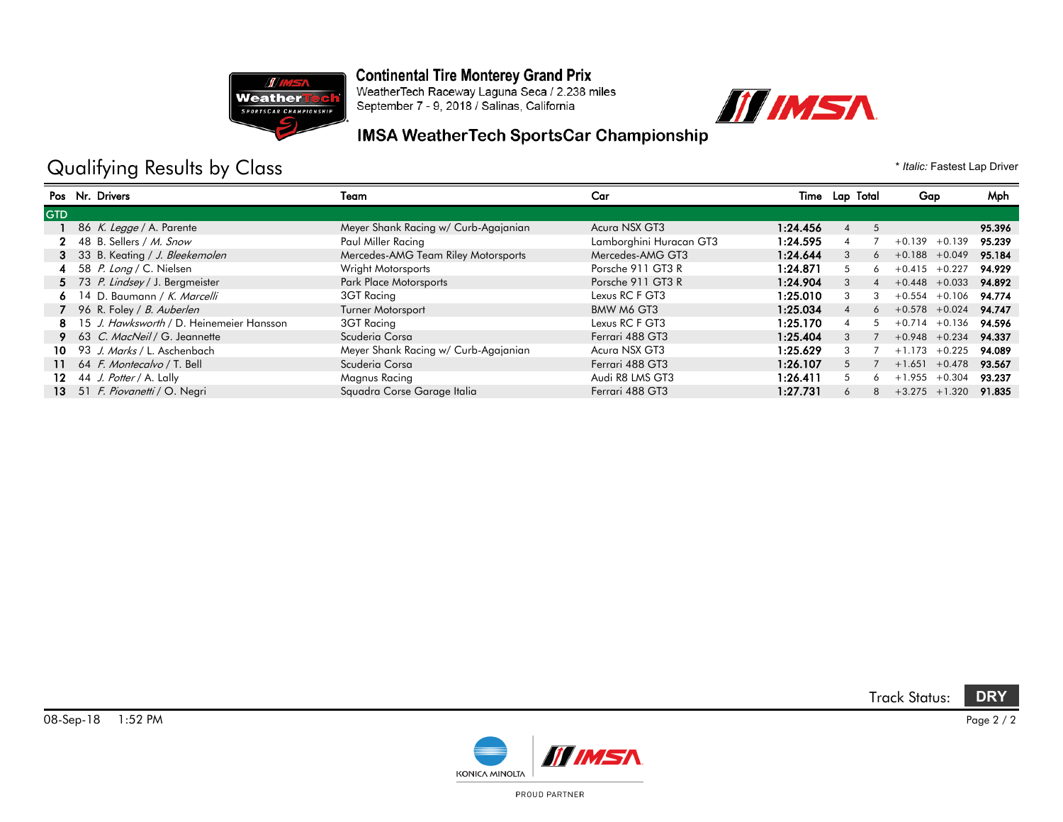**Continental Tire Monterey Grand Prix**
WeatherTech Raceway Laguna Seca / 2.238 miles
September 7 - 9, 2018 / Salinas, California

**IMSA WeatherTech SportsCar Championship**

# Qualifying Results by Class

\* *Italic:* Fastest Lap Driver

| Pos | Nr. | Drivers | Team | Car | Time | Lap | Total | Gap | | Mph |
|---|---|---|---|---|---|---|---|---|---|---|
| **GTD** | | | | | | | | | | |
| 1 | 86 | *K. Legge* / A. Parente | Meyer Shank Racing w/ Curb-Agajanian | Acura NSX GT3 | **1:24.456** | 4 | 5 | | | **95.396** |
| 2 | 48 | B. Sellers / *M. Snow* | Paul Miller Racing | Lamborghini Huracan GT3 | **1:24.595** | 4 | 7 | +0.139 | +0.139 | **95.239** |
| 3 | 33 | B. Keating / *J. Bleekemolen* | Mercedes-AMG Team Riley Motorsports | Mercedes-AMG GT3 | **1:24.644** | 3 | 6 | +0.188 | +0.049 | **95.184** |
| 4 | 58 | *P. Long* / C. Nielsen | Wright Motorsports | Porsche 911 GT3 R | **1:24.871** | 5 | 6 | +0.415 | +0.227 | **94.929** |
| 5 | 73 | *P. Lindsey* / J. Bergmeister | Park Place Motorsports | Porsche 911 GT3 R | **1:24.904** | 3 | 4 | +0.448 | +0.033 | **94.892** |
| 6 | 14 | D. Baumann / *K. Marcelli* | 3GT Racing | Lexus RC F GT3 | **1:25.010** | 3 | 3 | +0.554 | +0.106 | **94.774** |
| 7 | 96 | R. Foley / *B. Auberlen* | Turner Motorsport | BMW M6 GT3 | **1:25.034** | 4 | 6 | +0.578 | +0.024 | **94.747** |
| 8 | 15 | *J. Hawksworth* / D. Heinemeier Hansson | 3GT Racing | Lexus RC F GT3 | **1:25.170** | 4 | 5 | +0.714 | +0.136 | **94.596** |
| 9 | 63 | *C. MacNeil* / G. Jeannette | Scuderia Corsa | Ferrari 488 GT3 | **1:25.404** | 3 | 7 | +0.948 | +0.234 | **94.337** |
| 10 | 93 | *J. Marks* / L. Aschenbach | Meyer Shank Racing w/ Curb-Agajanian | Acura NSX GT3 | **1:25.629** | 3 | 7 | +1.173 | +0.225 | **94.089** |
| 11 | 64 | *F. Montecalvo* / T. Bell | Scuderia Corsa | Ferrari 488 GT3 | **1:26.107** | 5 | 7 | +1.651 | +0.478 | **93.567** |
| 12 | 44 | *J. Potter* / A. Lally | Magnus Racing | Audi R8 LMS GT3 | **1:26.411** | 5 | 6 | +1.955 | +0.304 | **93.237** |
| 13 | 51 | *F. Piovanetti* / O. Negri | Squadra Corse Garage Italia | Ferrari 488 GT3 | **1:27.731** | 6 | 8 | +3.275 | +1.320 | **91.835** |

Track Status: **DRY**

08-Sep-18 1:52 PM

KONICA MINOLTA | IMSA
PROUD PARTNER